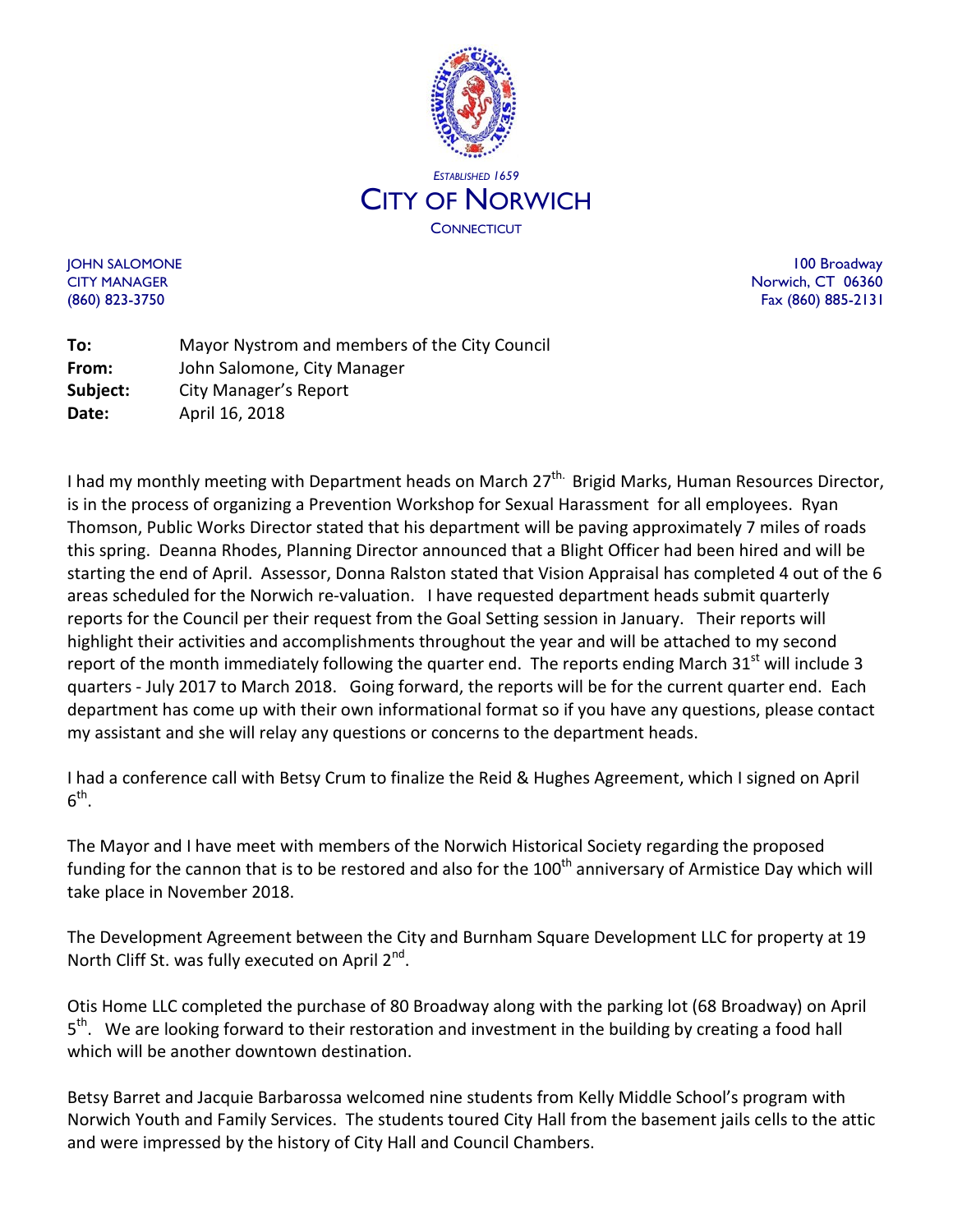*ESTABLISHED 1659*

# CITY OF NORWICH

CONNECTICUT

JOHN SALOMONE
CITY MANAGER
(860) 823-3750

100 Broadway
Norwich, CT 06360
Fax (860) 885-2131

**To:** Mayor Nystrom and members of the City Council
**From:** John Salomone, City Manager
**Subject:** City Manager's Report
**Date:** April 16, 2018

I had my monthly meeting with Department heads on March 27th. Brigid Marks, Human Resources Director, is in the process of organizing a Prevention Workshop for Sexual Harassment for all employees. Ryan Thomson, Public Works Director stated that his department will be paving approximately 7 miles of roads this spring. Deanna Rhodes, Planning Director announced that a Blight Officer had been hired and will be starting the end of April. Assessor, Donna Ralston stated that Vision Appraisal has completed 4 out of the 6 areas scheduled for the Norwich re-valuation. I have requested department heads submit quarterly reports for the Council per their request from the Goal Setting session in January. Their reports will highlight their activities and accomplishments throughout the year and will be attached to my second report of the month immediately following the quarter end. The reports ending March 31st will include 3 quarters - July 2017 to March 2018. Going forward, the reports will be for the current quarter end. Each department has come up with their own informational format so if you have any questions, please contact my assistant and she will relay any questions or concerns to the department heads.

I had a conference call with Betsy Crum to finalize the Reid & Hughes Agreement, which I signed on April 6th.

The Mayor and I have meet with members of the Norwich Historical Society regarding the proposed funding for the cannon that is to be restored and also for the 100th anniversary of Armistice Day which will take place in November 2018.

The Development Agreement between the City and Burnham Square Development LLC for property at 19 North Cliff St. was fully executed on April 2nd.

Otis Home LLC completed the purchase of 80 Broadway along with the parking lot (68 Broadway) on April 5th. We are looking forward to their restoration and investment in the building by creating a food hall which will be another downtown destination.

Betsy Barret and Jacquie Barbarossa welcomed nine students from Kelly Middle School's program with Norwich Youth and Family Services. The students toured City Hall from the basement jails cells to the attic and were impressed by the history of City Hall and Council Chambers.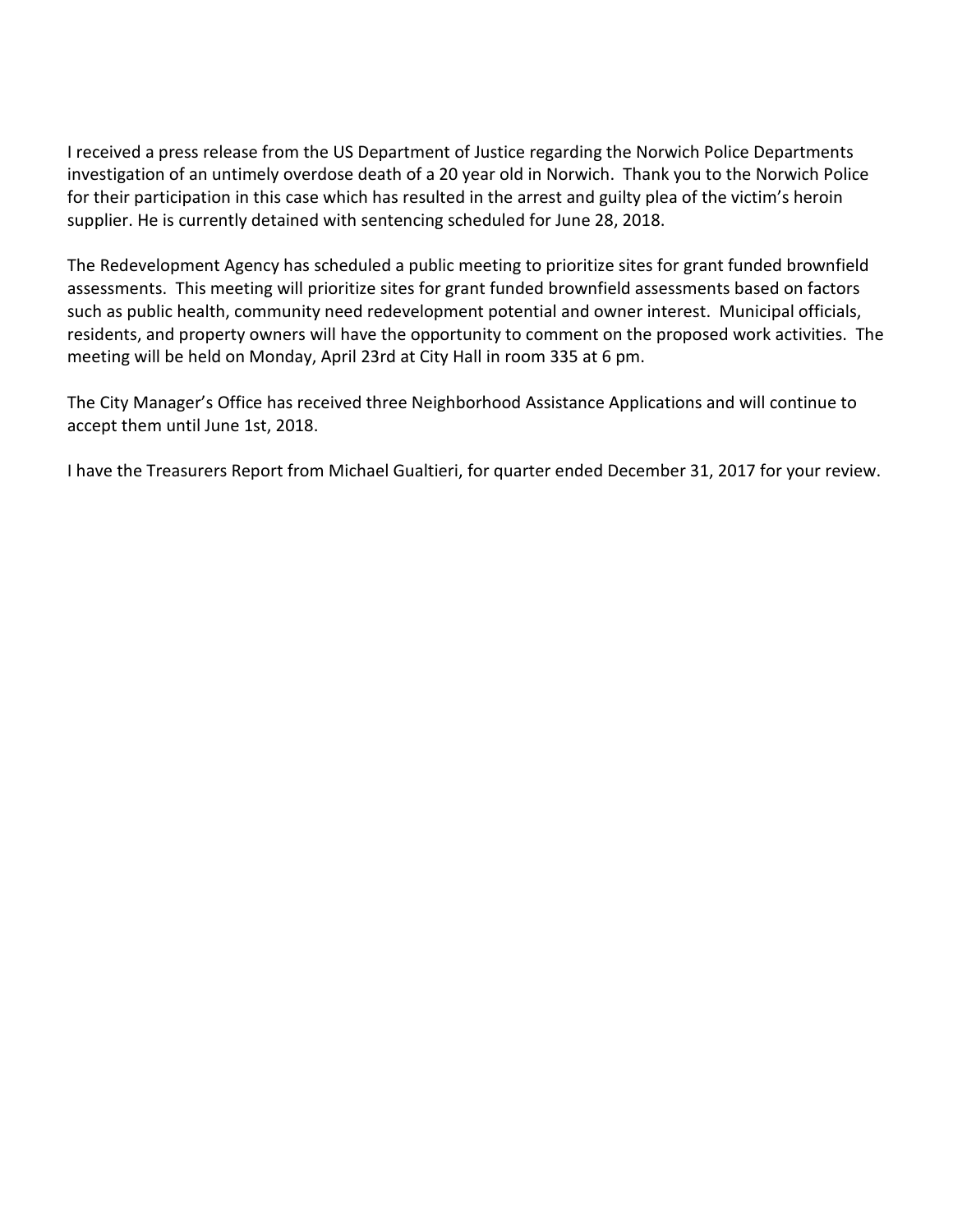I received a press release from the US Department of Justice regarding the Norwich Police Departments investigation of an untimely overdose death of a 20 year old in Norwich. Thank you to the Norwich Police for their participation in this case which has resulted in the arrest and guilty plea of the victim's heroin supplier. He is currently detained with sentencing scheduled for June 28, 2018.

The Redevelopment Agency has scheduled a public meeting to prioritize sites for grant funded brownfield assessments. This meeting will prioritize sites for grant funded brownfield assessments based on factors such as public health, community need redevelopment potential and owner interest. Municipal officials, residents, and property owners will have the opportunity to comment on the proposed work activities. The meeting will be held on Monday, April 23rd at City Hall in room 335 at 6 pm.

The City Manager's Office has received three Neighborhood Assistance Applications and will continue to accept them until June 1st, 2018.

I have the Treasurers Report from Michael Gualtieri, for quarter ended December 31, 2017 for your review.